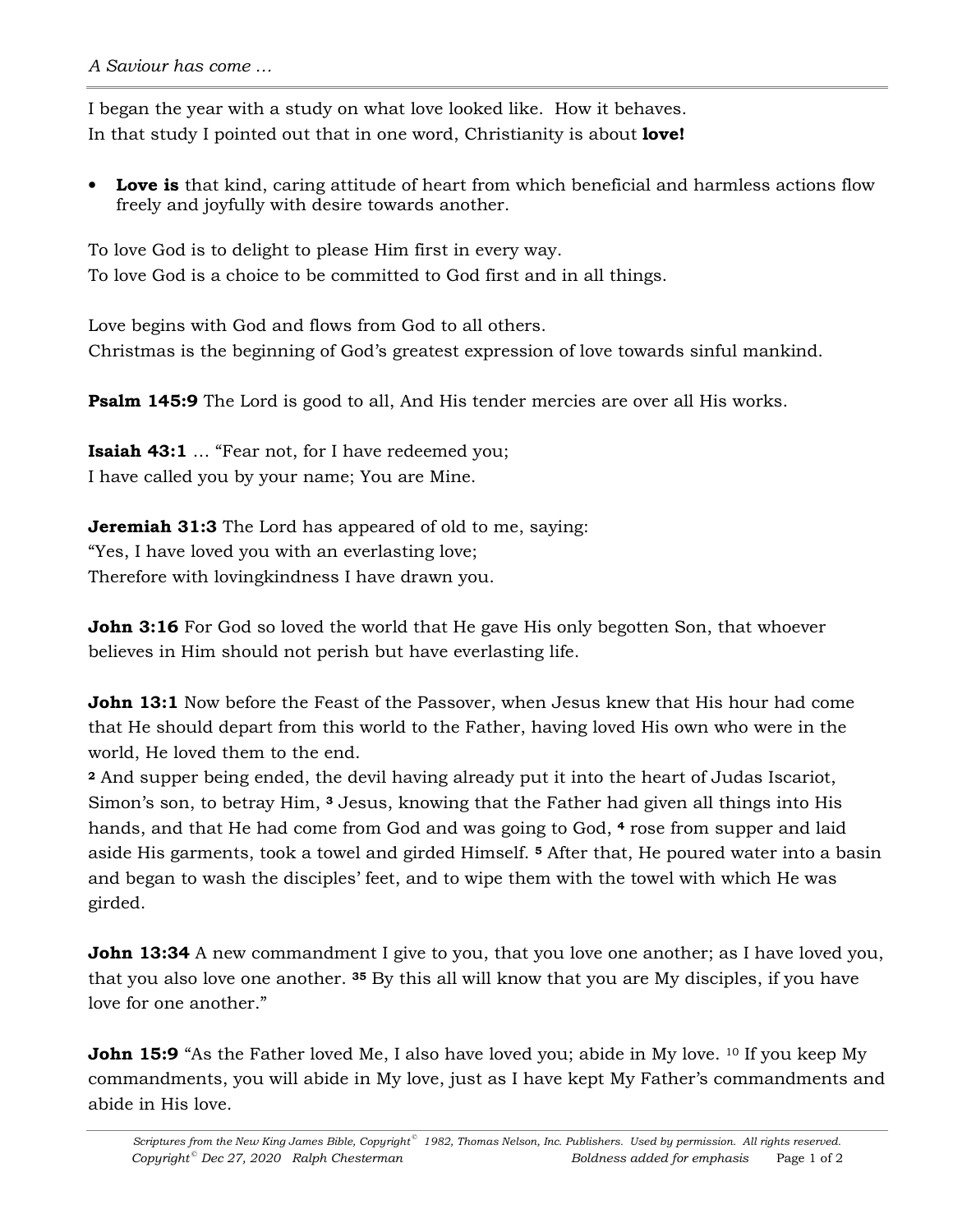I began the year with a study on what love looked like. How it behaves.
In that study I pointed out that in one word, Christianity is about **love!**

- **Love is** that kind, caring attitude of heart from which beneficial and harmless actions flow freely and joyfully with desire towards another.

To love God is to delight to please Him first in every way.
To love God is a choice to be committed to God first and in all things.

Love begins with God and flows from God to all others.
Christmas is the beginning of God's greatest expression of love towards sinful mankind.

**Psalm 145:9** The Lord is good to all, And His tender mercies are over all His works.

**Isaiah 43:1** … "Fear not, for I have redeemed you;
I have called you by your name; You are Mine.

**Jeremiah 31:3** The Lord has appeared of old to me, saying:
"Yes, I have loved you with an everlasting love;
Therefore with lovingkindness I have drawn you.

**John 3:16** For God so loved the world that He gave His only begotten Son, that whoever believes in Him should not perish but have everlasting life.

**John 13:1** Now before the Feast of the Passover, when Jesus knew that His hour had come that He should depart from this world to the Father, having loved His own who were in the world, He loved them to the end.
**2** And supper being ended, the devil having already put it into the heart of Judas Iscariot, Simon's son, to betray Him, **3** Jesus, knowing that the Father had given all things into His hands, and that He had come from God and was going to God, **4** rose from supper and laid aside His garments, took a towel and girded Himself. **5** After that, He poured water into a basin and began to wash the disciples' feet, and to wipe them with the towel with which He was girded.

**John 13:34** A new commandment I give to you, that you love one another; as I have loved you, that you also love one another. **35** By this all will know that you are My disciples, if you have love for one another."

**John 15:9** "As the Father loved Me, I also have loved you; abide in My love. 10 If you keep My commandments, you will abide in My love, just as I have kept My Father's commandments and abide in His love.

*Scriptures from the New King James Bible, Copyright© 1982, Thomas Nelson, Inc. Publishers. Used by permission. All rights reserved.*
*Copyright© Dec 27, 2020 Ralph Chesterman* *Boldness added for emphasis*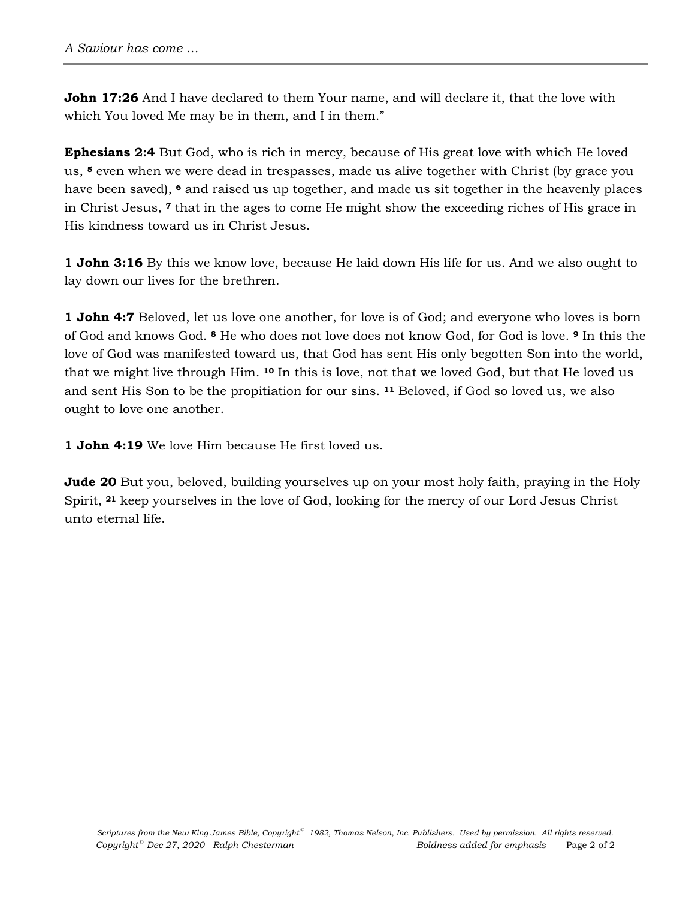**John 17:26** And I have declared to them Your name, and will declare it, that the love with which You loved Me may be in them, and I in them."

**Ephesians 2:4** But God, who is rich in mercy, because of His great love with which He loved us, [5] even when we were dead in trespasses, made us alive together with Christ (by grace you have been saved), [6] and raised us up together, and made us sit together in the heavenly places in Christ Jesus, [7] that in the ages to come He might show the exceeding riches of His grace in His kindness toward us in Christ Jesus.

**1 John 3:16** By this we know love, because He laid down His life for us. And we also ought to lay down our lives for the brethren.

**1 John 4:7** Beloved, let us love one another, for love is of God; and everyone who loves is born of God and knows God. [8] He who does not love does not know God, for God is love. [9] In this the love of God was manifested toward us, that God has sent His only begotten Son into the world, that we might live through Him. [10] In this is love, not that we loved God, but that He loved us and sent His Son to be the propitiation for our sins. [11] Beloved, if God so loved us, we also ought to love one another.

**1 John 4:19** We love Him because He first loved us.

**Jude 20** But you, beloved, building yourselves up on your most holy faith, praying in the Holy Spirit, [21] keep yourselves in the love of God, looking for the mercy of our Lord Jesus Christ unto eternal life.